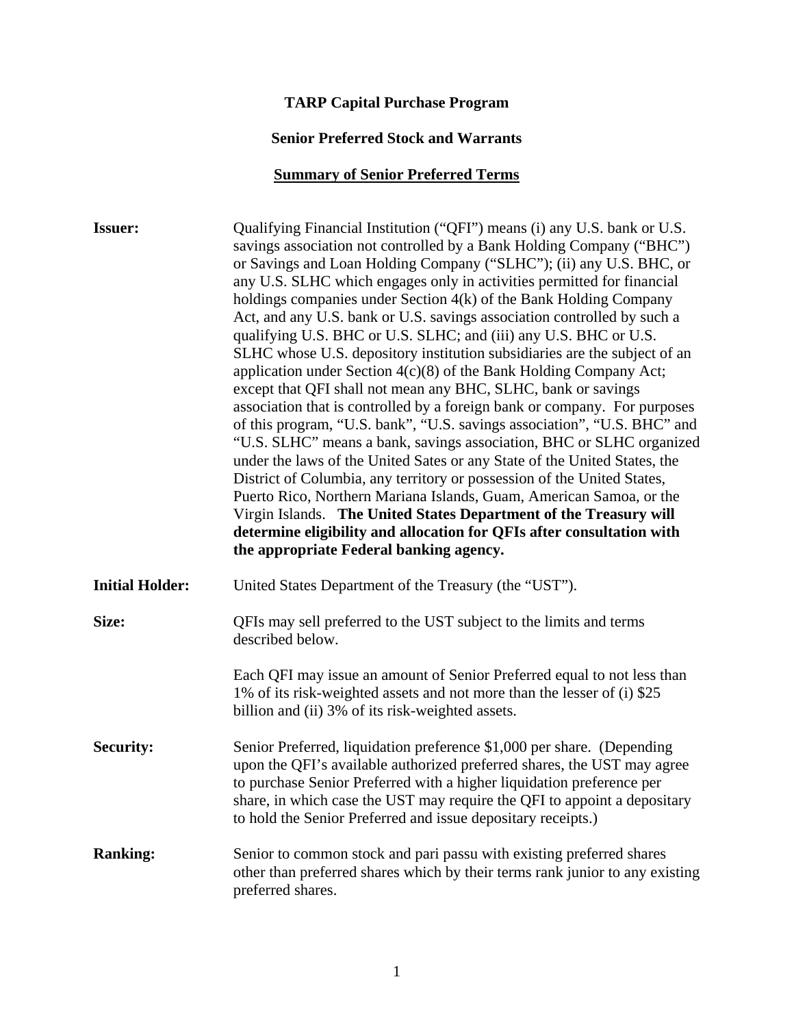**TARP Capital Purchase Program**

**Senior Preferred Stock and Warrants**

**Summary of Senior Preferred Terms**

**Issuer:** Qualifying Financial Institution ("QFI") means (i) any U.S. bank or U.S. savings association not controlled by a Bank Holding Company ("BHC") or Savings and Loan Holding Company ("SLHC"); (ii) any U.S. BHC, or any U.S. SLHC which engages only in activities permitted for financial holdings companies under Section 4(k) of the Bank Holding Company Act, and any U.S. bank or U.S. savings association controlled by such a qualifying U.S. BHC or U.S. SLHC; and (iii) any U.S. BHC or U.S. SLHC whose U.S. depository institution subsidiaries are the subject of an application under Section 4(c)(8) of the Bank Holding Company Act; except that QFI shall not mean any BHC, SLHC, bank or savings association that is controlled by a foreign bank or company. For purposes of this program, "U.S. bank", "U.S. savings association", "U.S. BHC" and "U.S. SLHC" means a bank, savings association, BHC or SLHC organized under the laws of the United Sates or any State of the United States, the District of Columbia, any territory or possession of the United States, Puerto Rico, Northern Mariana Islands, Guam, American Samoa, or the Virgin Islands. **The United States Department of the Treasury will determine eligibility and allocation for QFIs after consultation with the appropriate Federal banking agency.**

**Initial Holder:** United States Department of the Treasury (the "UST").

**Size:** QFIs may sell preferred to the UST subject to the limits and terms described below.

Each QFI may issue an amount of Senior Preferred equal to not less than 1% of its risk-weighted assets and not more than the lesser of (i) $25 billion and (ii) 3% of its risk-weighted assets.

**Security:** Senior Preferred, liquidation preference $1,000 per share. (Depending upon the QFI's available authorized preferred shares, the UST may agree to purchase Senior Preferred with a higher liquidation preference per share, in which case the UST may require the QFI to appoint a depositary to hold the Senior Preferred and issue depositary receipts.)

**Ranking:** Senior to common stock and pari passu with existing preferred shares other than preferred shares which by their terms rank junior to any existing preferred shares.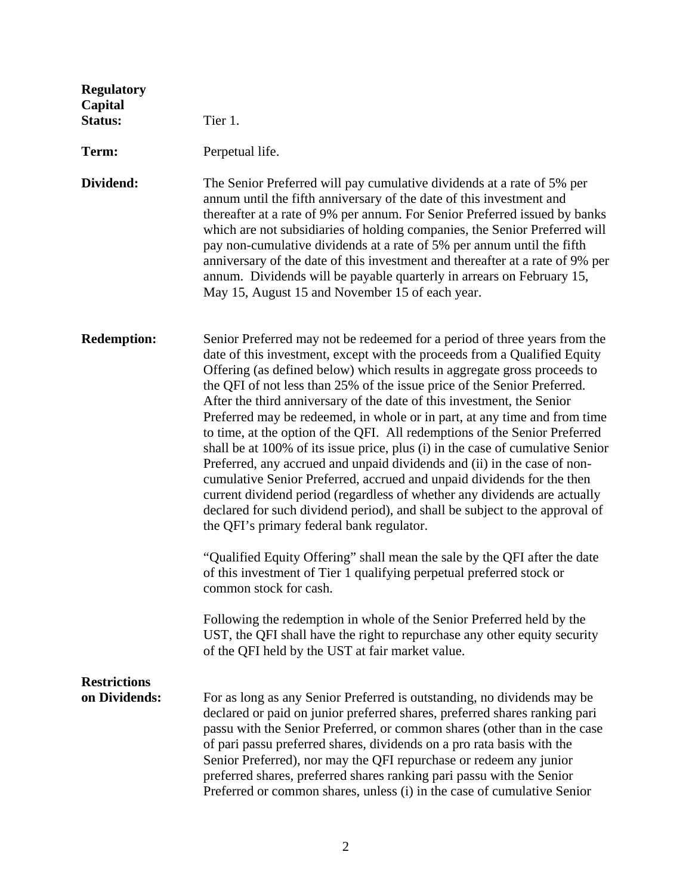**Regulatory Capital Status:** Tier 1.

**Term:** Perpetual life.

**Dividend:** The Senior Preferred will pay cumulative dividends at a rate of 5% per annum until the fifth anniversary of the date of this investment and thereafter at a rate of 9% per annum. For Senior Preferred issued by banks which are not subsidiaries of holding companies, the Senior Preferred will pay non-cumulative dividends at a rate of 5% per annum until the fifth anniversary of the date of this investment and thereafter at a rate of 9% per annum. Dividends will be payable quarterly in arrears on February 15, May 15, August 15 and November 15 of each year.

**Redemption:** Senior Preferred may not be redeemed for a period of three years from the date of this investment, except with the proceeds from a Qualified Equity Offering (as defined below) which results in aggregate gross proceeds to the QFI of not less than 25% of the issue price of the Senior Preferred. After the third anniversary of the date of this investment, the Senior Preferred may be redeemed, in whole or in part, at any time and from time to time, at the option of the QFI. All redemptions of the Senior Preferred shall be at 100% of its issue price, plus (i) in the case of cumulative Senior Preferred, any accrued and unpaid dividends and (ii) in the case of non-cumulative Senior Preferred, accrued and unpaid dividends for the then current dividend period (regardless of whether any dividends are actually declared for such dividend period), and shall be subject to the approval of the QFI's primary federal bank regulator.

"Qualified Equity Offering" shall mean the sale by the QFI after the date of this investment of Tier 1 qualifying perpetual preferred stock or common stock for cash.

Following the redemption in whole of the Senior Preferred held by the UST, the QFI shall have the right to repurchase any other equity security of the QFI held by the UST at fair market value.

**Restrictions on Dividends:** For as long as any Senior Preferred is outstanding, no dividends may be declared or paid on junior preferred shares, preferred shares ranking pari passu with the Senior Preferred, or common shares (other than in the case of pari passu preferred shares, dividends on a pro rata basis with the Senior Preferred), nor may the QFI repurchase or redeem any junior preferred shares, preferred shares ranking pari passu with the Senior Preferred or common shares, unless (i) in the case of cumulative Senior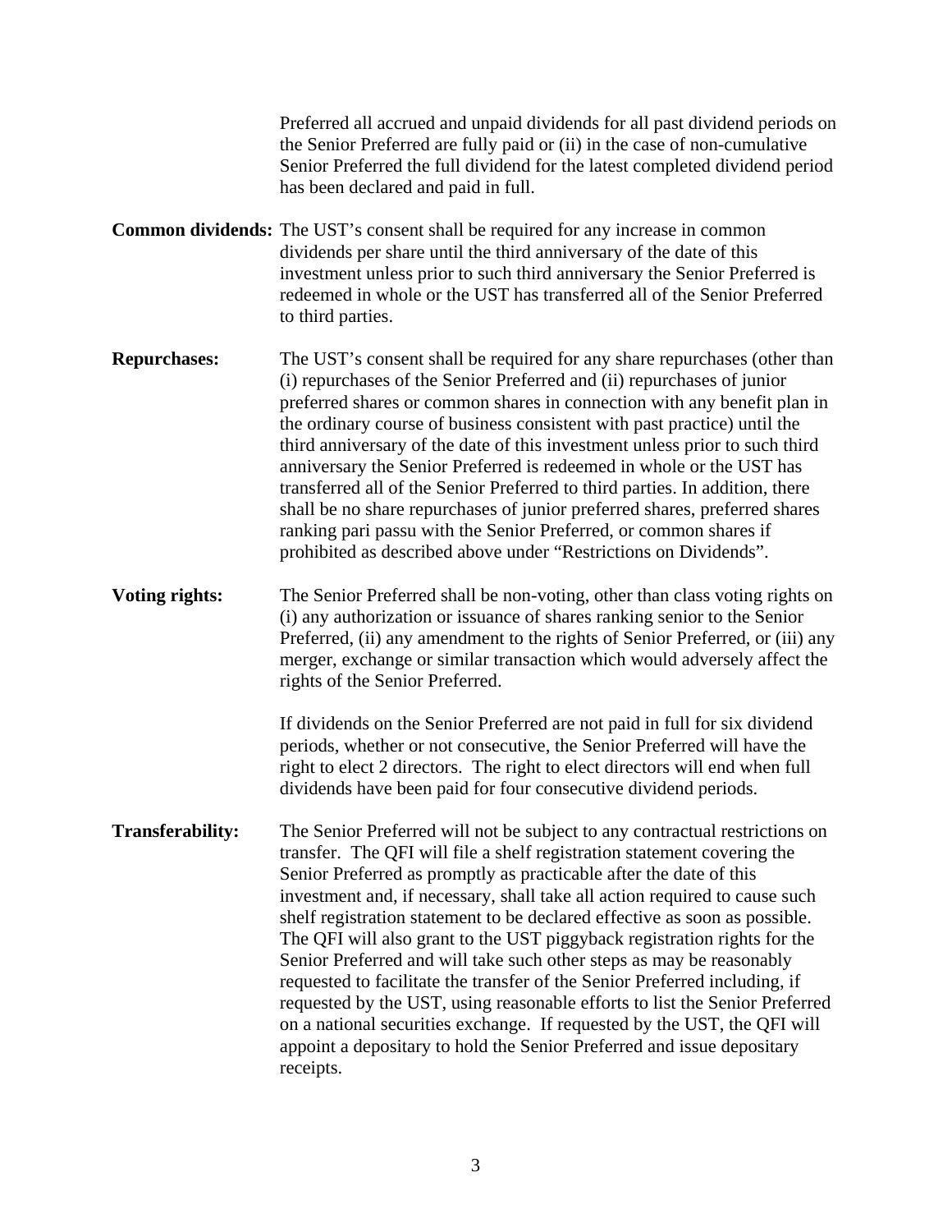Preferred all accrued and unpaid dividends for all past dividend periods on the Senior Preferred are fully paid or (ii) in the case of non-cumulative Senior Preferred the full dividend for the latest completed dividend period has been declared and paid in full.

**Common dividends:** The UST's consent shall be required for any increase in common dividends per share until the third anniversary of the date of this investment unless prior to such third anniversary the Senior Preferred is redeemed in whole or the UST has transferred all of the Senior Preferred to third parties.

**Repurchases:** The UST's consent shall be required for any share repurchases (other than (i) repurchases of the Senior Preferred and (ii) repurchases of junior preferred shares or common shares in connection with any benefit plan in the ordinary course of business consistent with past practice) until the third anniversary of the date of this investment unless prior to such third anniversary the Senior Preferred is redeemed in whole or the UST has transferred all of the Senior Preferred to third parties. In addition, there shall be no share repurchases of junior preferred shares, preferred shares ranking pari passu with the Senior Preferred, or common shares if prohibited as described above under "Restrictions on Dividends".

**Voting rights:** The Senior Preferred shall be non-voting, other than class voting rights on (i) any authorization or issuance of shares ranking senior to the Senior Preferred, (ii) any amendment to the rights of Senior Preferred, or (iii) any merger, exchange or similar transaction which would adversely affect the rights of the Senior Preferred.

If dividends on the Senior Preferred are not paid in full for six dividend periods, whether or not consecutive, the Senior Preferred will have the right to elect 2 directors. The right to elect directors will end when full dividends have been paid for four consecutive dividend periods.

**Transferability:** The Senior Preferred will not be subject to any contractual restrictions on transfer. The QFI will file a shelf registration statement covering the Senior Preferred as promptly as practicable after the date of this investment and, if necessary, shall take all action required to cause such shelf registration statement to be declared effective as soon as possible. The QFI will also grant to the UST piggyback registration rights for the Senior Preferred and will take such other steps as may be reasonably requested to facilitate the transfer of the Senior Preferred including, if requested by the UST, using reasonable efforts to list the Senior Preferred on a national securities exchange. If requested by the UST, the QFI will appoint a depositary to hold the Senior Preferred and issue depositary receipts.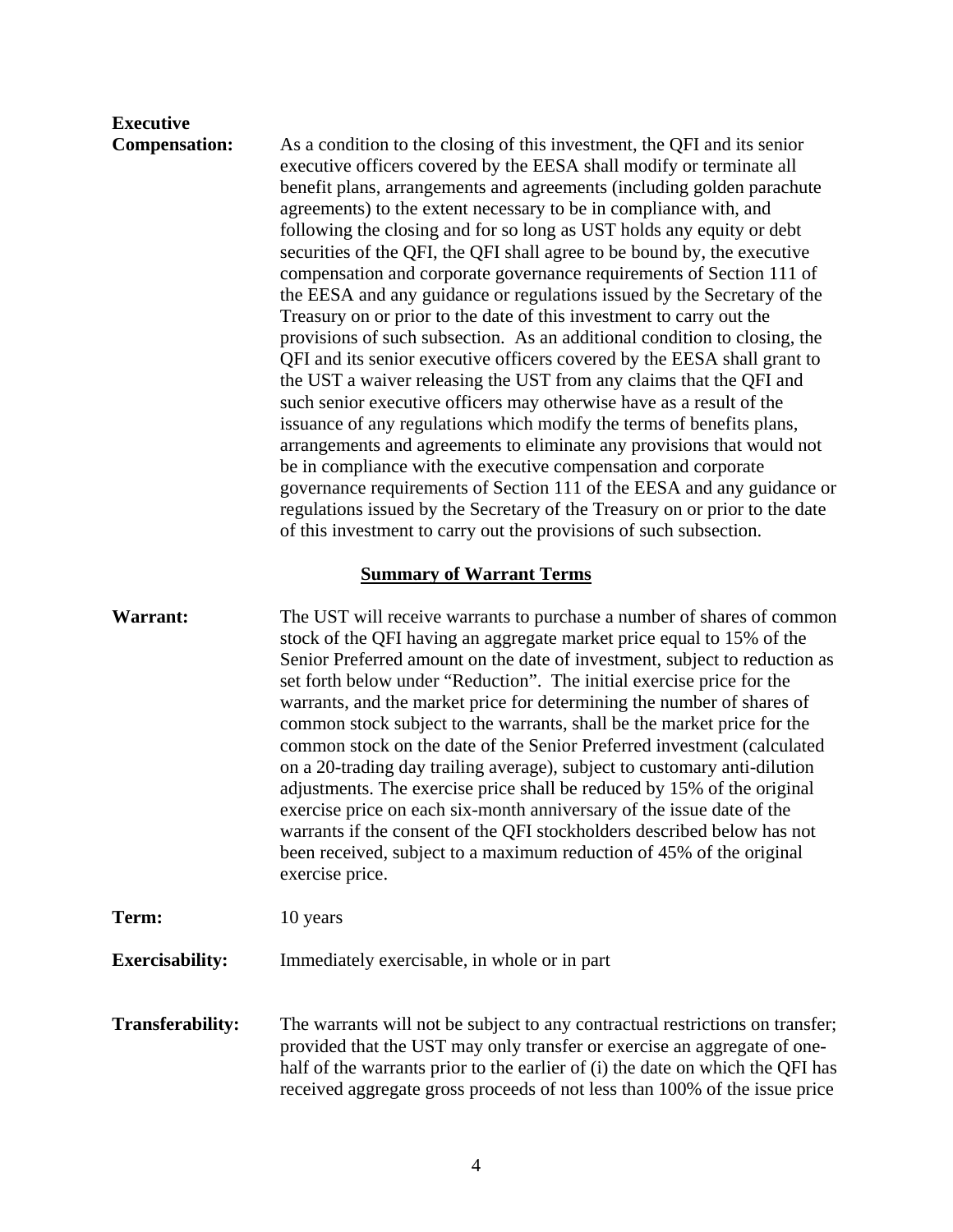**Executive Compensation:** As a condition to the closing of this investment, the QFI and its senior executive officers covered by the EESA shall modify or terminate all benefit plans, arrangements and agreements (including golden parachute agreements) to the extent necessary to be in compliance with, and following the closing and for so long as UST holds any equity or debt securities of the QFI, the QFI shall agree to be bound by, the executive compensation and corporate governance requirements of Section 111 of the EESA and any guidance or regulations issued by the Secretary of the Treasury on or prior to the date of this investment to carry out the provisions of such subsection. As an additional condition to closing, the QFI and its senior executive officers covered by the EESA shall grant to the UST a waiver releasing the UST from any claims that the QFI and such senior executive officers may otherwise have as a result of the issuance of any regulations which modify the terms of benefits plans, arrangements and agreements to eliminate any provisions that would not be in compliance with the executive compensation and corporate governance requirements of Section 111 of the EESA and any guidance or regulations issued by the Secretary of the Treasury on or prior to the date of this investment to carry out the provisions of such subsection.

## Summary of Warrant Terms

**Warrant:** The UST will receive warrants to purchase a number of shares of common stock of the QFI having an aggregate market price equal to 15% of the Senior Preferred amount on the date of investment, subject to reduction as set forth below under "Reduction". The initial exercise price for the warrants, and the market price for determining the number of shares of common stock subject to the warrants, shall be the market price for the common stock on the date of the Senior Preferred investment (calculated on a 20-trading day trailing average), subject to customary anti-dilution adjustments. The exercise price shall be reduced by 15% of the original exercise price on each six-month anniversary of the issue date of the warrants if the consent of the QFI stockholders described below has not been received, subject to a maximum reduction of 45% of the original exercise price.

**Term:** 10 years

**Exercisability:** Immediately exercisable, in whole or in part

**Transferability:** The warrants will not be subject to any contractual restrictions on transfer; provided that the UST may only transfer or exercise an aggregate of one-half of the warrants prior to the earlier of (i) the date on which the QFI has received aggregate gross proceeds of not less than 100% of the issue price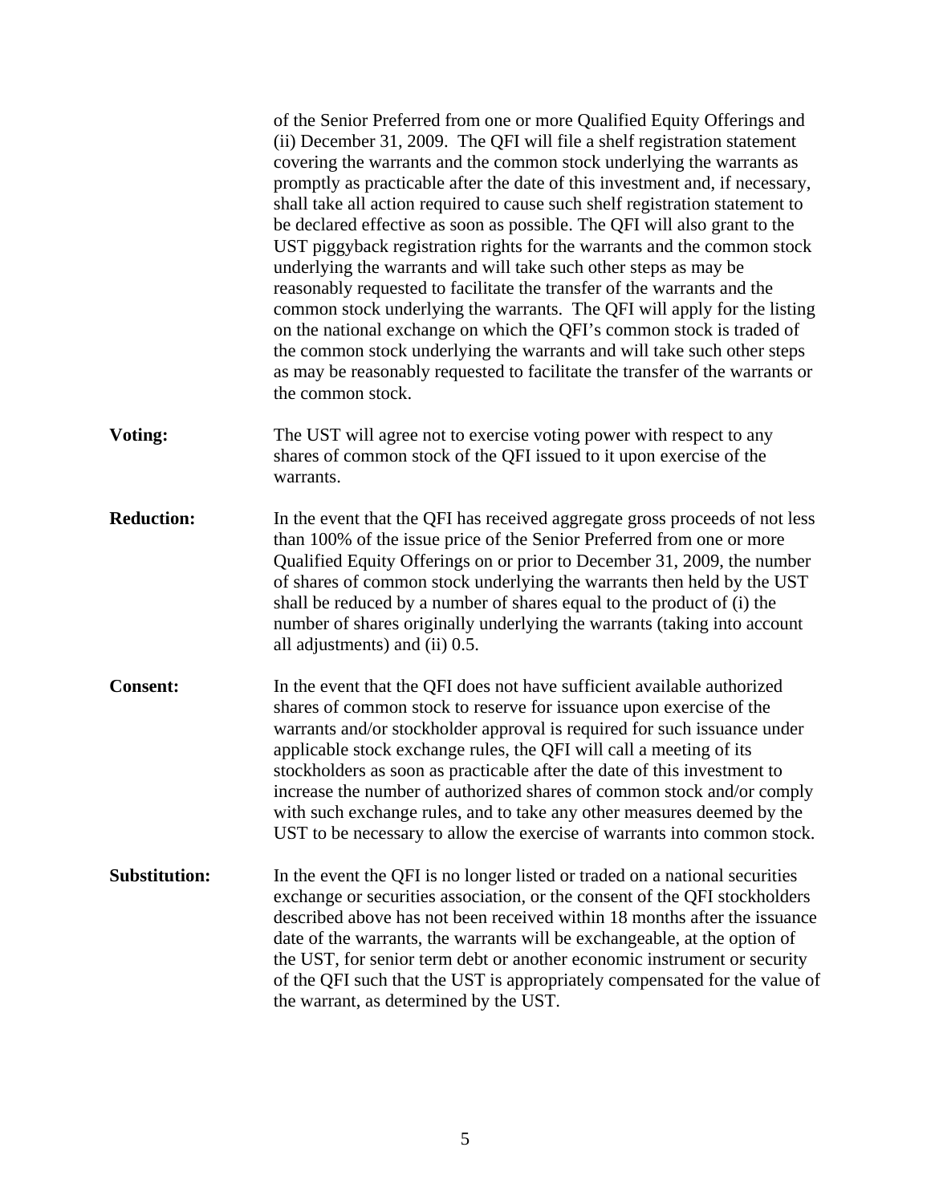of the Senior Preferred from one or more Qualified Equity Offerings and (ii) December 31, 2009. The QFI will file a shelf registration statement covering the warrants and the common stock underlying the warrants as promptly as practicable after the date of this investment and, if necessary, shall take all action required to cause such shelf registration statement to be declared effective as soon as possible. The QFI will also grant to the UST piggyback registration rights for the warrants and the common stock underlying the warrants and will take such other steps as may be reasonably requested to facilitate the transfer of the warrants and the common stock underlying the warrants. The QFI will apply for the listing on the national exchange on which the QFI's common stock is traded of the common stock underlying the warrants and will take such other steps as may be reasonably requested to facilitate the transfer of the warrants or the common stock.

**Voting:** The UST will agree not to exercise voting power with respect to any shares of common stock of the QFI issued to it upon exercise of the warrants.

**Reduction:** In the event that the QFI has received aggregate gross proceeds of not less than 100% of the issue price of the Senior Preferred from one or more Qualified Equity Offerings on or prior to December 31, 2009, the number of shares of common stock underlying the warrants then held by the UST shall be reduced by a number of shares equal to the product of (i) the number of shares originally underlying the warrants (taking into account all adjustments) and (ii) 0.5.

**Consent:** In the event that the QFI does not have sufficient available authorized shares of common stock to reserve for issuance upon exercise of the warrants and/or stockholder approval is required for such issuance under applicable stock exchange rules, the QFI will call a meeting of its stockholders as soon as practicable after the date of this investment to increase the number of authorized shares of common stock and/or comply with such exchange rules, and to take any other measures deemed by the UST to be necessary to allow the exercise of warrants into common stock.

**Substitution:** In the event the QFI is no longer listed or traded on a national securities exchange or securities association, or the consent of the QFI stockholders described above has not been received within 18 months after the issuance date of the warrants, the warrants will be exchangeable, at the option of the UST, for senior term debt or another economic instrument or security of the QFI such that the UST is appropriately compensated for the value of the warrant, as determined by the UST.